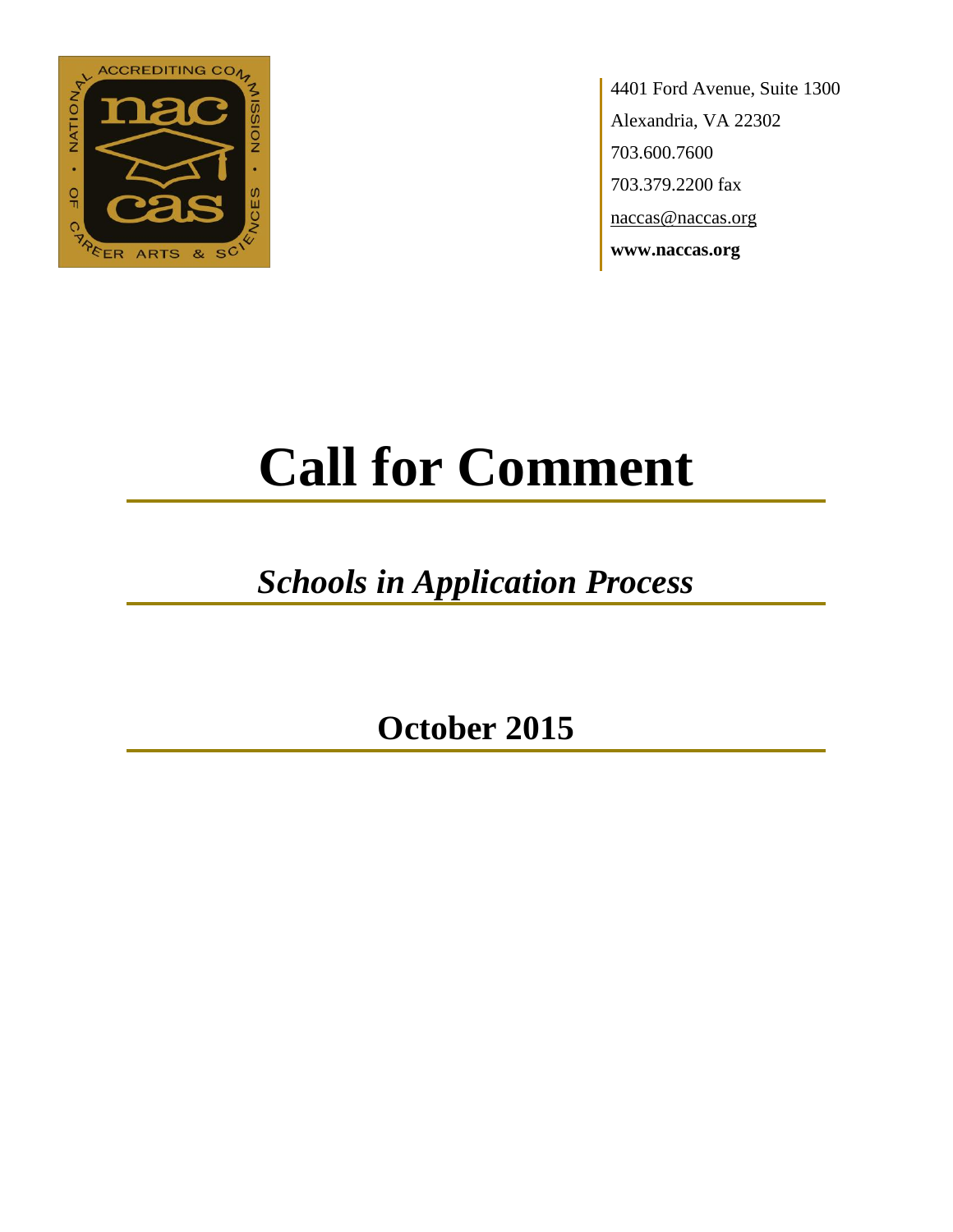4401 Ford Avenue, Suite 1300

Alexandria, VA 22302

703.600.7600

703.379.2200 fax

naccas@naccas.org

**www.naccas.org**

# Call for Comment

## *Schools in Application Process*

## October 2015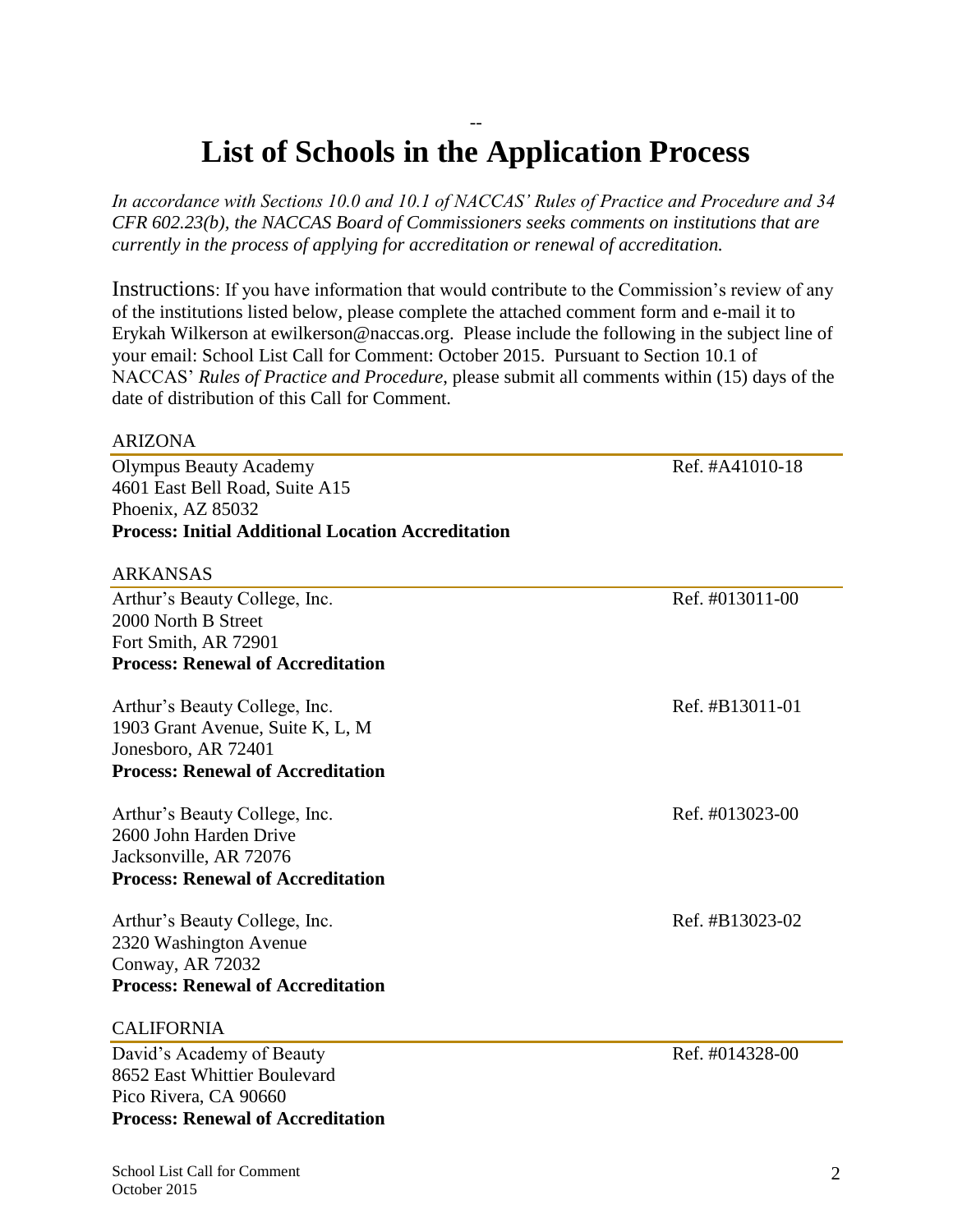--

# List of Schools in the Application Process

*In accordance with Sections 10.0 and 10.1 of NACCAS' Rules of Practice and Procedure and 34 CFR 602.23(b), the NACCAS Board of Commissioners seeks comments on institutions that are currently in the process of applying for accreditation or renewal of accreditation.*

Instructions: If you have information that would contribute to the Commission's review of any of the institutions listed below, please complete the attached comment form and e-mail it to Erykah Wilkerson at ewilkerson@naccas.org. Please include the following in the subject line of your email: School List Call for Comment: October 2015. Pursuant to Section 10.1 of NACCAS' *Rules of Practice and Procedure,* please submit all comments within (15) days of the date of distribution of this Call for Comment.

## ARIZONA

Olympus Beauty Academy — Ref. #A41010-18
4601 East Bell Road, Suite A15
Phoenix, AZ 85032
**Process: Initial Additional Location Accreditation**

## ARKANSAS

Arthur's Beauty College, Inc. — Ref. #013011-00
2000 North B Street
Fort Smith, AR 72901
**Process: Renewal of Accreditation**

Arthur's Beauty College, Inc. — Ref. #B13011-01
1903 Grant Avenue, Suite K, L, M
Jonesboro, AR 72401
**Process: Renewal of Accreditation**

Arthur's Beauty College, Inc. — Ref. #013023-00
2600 John Harden Drive
Jacksonville, AR 72076
**Process: Renewal of Accreditation**

Arthur's Beauty College, Inc. — Ref. #B13023-02
2320 Washington Avenue
Conway, AR 72032
**Process: Renewal of Accreditation**

## CALIFORNIA

David's Academy of Beauty — Ref. #014328-00
8652 East Whittier Boulevard
Pico Rivera, CA 90660
**Process: Renewal of Accreditation**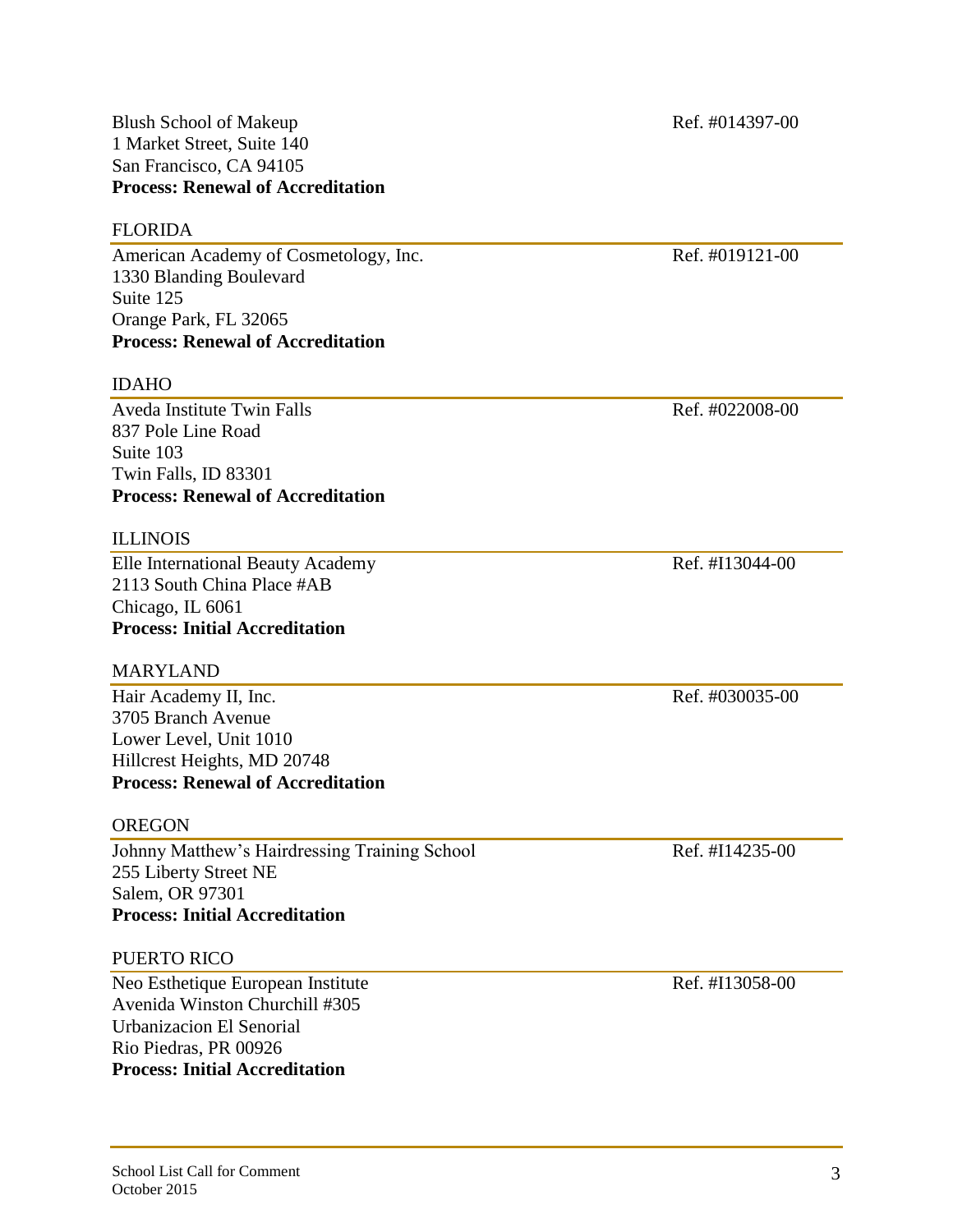Blush School of Makeup
1 Market Street, Suite 140
San Francisco, CA 94105
**Process: Renewal of Accreditation**

Ref. #014397-00

## FLORIDA

American Academy of Cosmetology, Inc.
1330 Blanding Boulevard
Suite 125
Orange Park, FL 32065
**Process: Renewal of Accreditation**

Ref. #019121-00

## IDAHO

Aveda Institute Twin Falls
837 Pole Line Road
Suite 103
Twin Falls, ID 83301
**Process: Renewal of Accreditation**

Ref. #022008-00

## ILLINOIS

Elle International Beauty Academy
2113 South China Place #AB
Chicago, IL 6061
**Process: Initial Accreditation**

Ref. #I13044-00

## MARYLAND

Hair Academy II, Inc.
3705 Branch Avenue
Lower Level, Unit 1010
Hillcrest Heights, MD 20748
**Process: Renewal of Accreditation**

Ref. #030035-00

## OREGON

Johnny Matthew's Hairdressing Training School
255 Liberty Street NE
Salem, OR 97301
**Process: Initial Accreditation**

Ref. #I14235-00

## PUERTO RICO

Neo Esthetique European Institute
Avenida Winston Churchill #305
Urbanizacion El Senorial
Rio Piedras, PR 00926
**Process: Initial Accreditation**

Ref. #I13058-00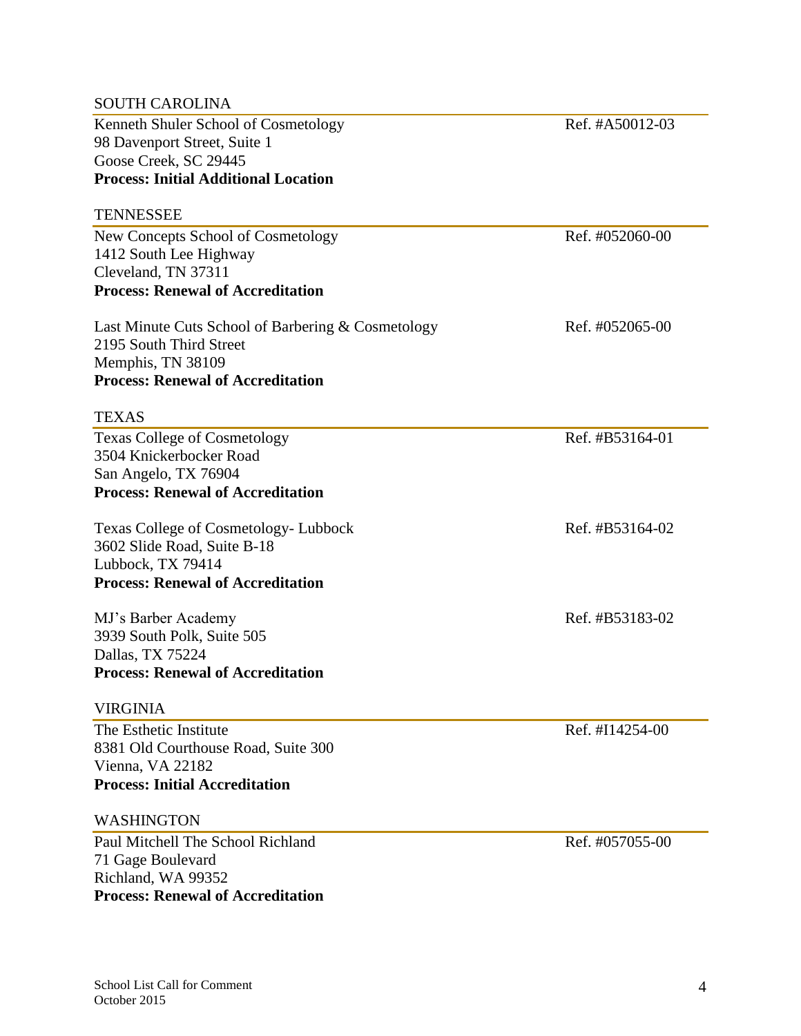## SOUTH CAROLINA

Kenneth Shuler School of Cosmetology — Ref. #A50012-03
98 Davenport Street, Suite 1
Goose Creek, SC 29445
**Process: Initial Additional Location**

## TENNESSEE

New Concepts School of Cosmetology — Ref. #052060-00
1412 South Lee Highway
Cleveland, TN 37311
**Process: Renewal of Accreditation**

Last Minute Cuts School of Barbering & Cosmetology — Ref. #052065-00
2195 South Third Street
Memphis, TN 38109
**Process: Renewal of Accreditation**

## TEXAS

Texas College of Cosmetology — Ref. #B53164-01
3504 Knickerbocker Road
San Angelo, TX 76904
**Process: Renewal of Accreditation**

Texas College of Cosmetology- Lubbock — Ref. #B53164-02
3602 Slide Road, Suite B-18
Lubbock, TX 79414
**Process: Renewal of Accreditation**

MJ's Barber Academy — Ref. #B53183-02
3939 South Polk, Suite 505
Dallas, TX 75224
**Process: Renewal of Accreditation**

## VIRGINIA

The Esthetic Institute — Ref. #I14254-00
8381 Old Courthouse Road, Suite 300
Vienna, VA 22182
**Process: Initial Accreditation**

## WASHINGTON

Paul Mitchell The School Richland — Ref. #057055-00
71 Gage Boulevard
Richland, WA 99352
**Process: Renewal of Accreditation**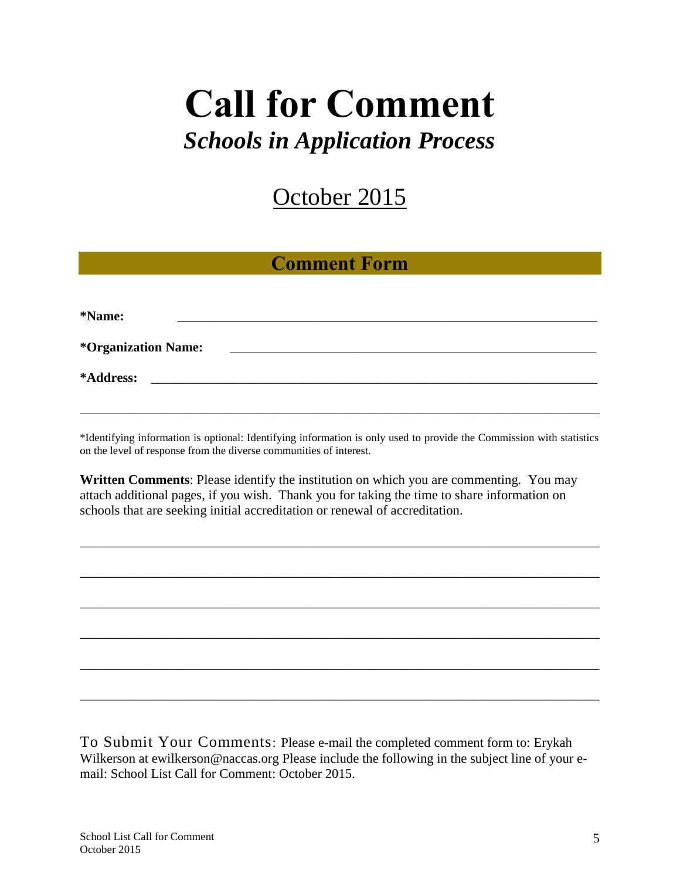# Call for Comment

## *Schools in Application Process*

## October 2015

### Comment Form

**\*Name:** ______________________________________________________________

**\*Organization Name:** ______________________________________________________

**\*Address:** ____________________________________________________________

_____________________________________________________________________________

\*Identifying information is optional: Identifying information is only used to provide the Commission with statistics on the level of response from the diverse communities of interest.

**Written Comments**: Please identify the institution on which you are commenting. You may attach additional pages, if you wish. Thank you for taking the time to share information on schools that are seeking initial accreditation or renewal of accreditation.

_____________________________________________________________________________

_____________________________________________________________________________

_____________________________________________________________________________

_____________________________________________________________________________

_____________________________________________________________________________

_____________________________________________________________________________

To Submit Your Comments: Please e-mail the completed comment form to: Erykah Wilkerson at ewilkerson@naccas.org Please include the following in the subject line of your e-mail: School List Call for Comment: October 2015.